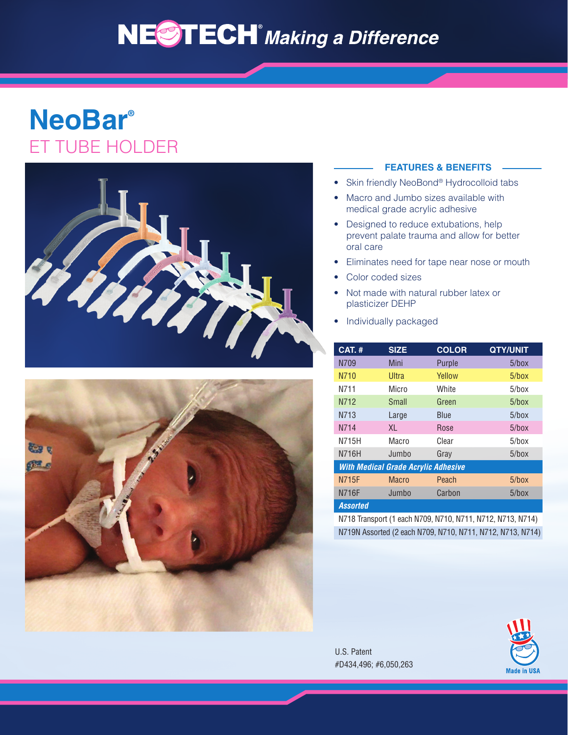NEOTECH® *Making a Difference*

# NeoBar®

## ET TUBE HOLDER

### FEATURES & BENEFITS

- Skin friendly NeoBond® Hydrocolloid tabs
- Macro and Jumbo sizes available with medical grade acrylic adhesive
- Designed to reduce extubations, help prevent palate trauma and allow for better oral care
- Eliminates need for tape near nose or mouth
- Color coded sizes
- Not made with natural rubber latex or plasticizer DEHP
- Individually packaged

| CAT. # | SIZE | COLOR | QTY/UNIT |
|---|---|---|---|
| N709 | Mini | Purple | 5/box |
| N710 | Ultra | Yellow | 5/box |
| N711 | Micro | White | 5/box |
| N712 | Small | Green | 5/box |
| N713 | Large | Blue | 5/box |
| N714 | XL | Rose | 5/box |
| N715H | Macro | Clear | 5/box |
| N716H | Jumbo | Gray | 5/box |
| ***With Medical Grade Acrylic Adhesive*** | | | |
| N715F | Macro | Peach | 5/box |
| N716F | Jumbo | Carbon | 5/box |
| ***Assorted*** | | | |
| N718 Transport (1 each N709, N710, N711, N712, N713, N714) | | | |
| N719N Assorted (2 each N709, N710, N711, N712, N713, N714) | | | |

U.S. Patent
#D434,496; #6,050,263

Made in USA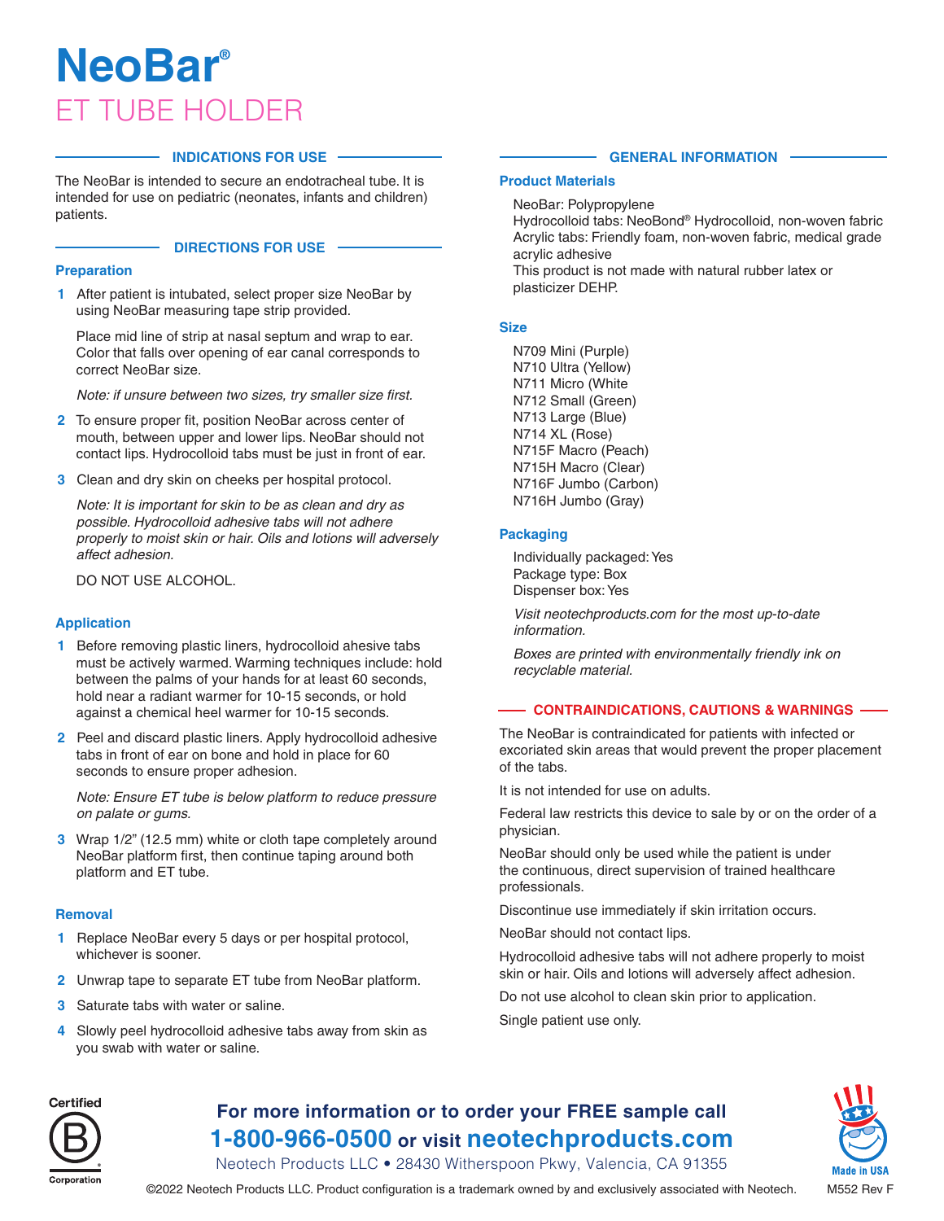# NeoBar®

## ET TUBE HOLDER

### INDICATIONS FOR USE

The NeoBar is intended to secure an endotracheal tube. It is intended for use on pediatric (neonates, infants and children) patients.

### DIRECTIONS FOR USE

#### Preparation

1. After patient is intubated, select proper size NeoBar by using NeoBar measuring tape strip provided.

   Place mid line of strip at nasal septum and wrap to ear. Color that falls over opening of ear canal corresponds to correct NeoBar size.

   *Note: if unsure between two sizes, try smaller size first.*

2. To ensure proper fit, position NeoBar across center of mouth, between upper and lower lips. NeoBar should not contact lips. Hydrocolloid tabs must be just in front of ear.

3. Clean and dry skin on cheeks per hospital protocol.

   *Note: It is important for skin to be as clean and dry as possible. Hydrocolloid adhesive tabs will not adhere properly to moist skin or hair. Oils and lotions will adversely affect adhesion.*

   DO NOT USE ALCOHOL.

#### Application

1. Before removing plastic liners, hydrocolloid ahesive tabs must be actively warmed. Warming techniques include: hold between the palms of your hands for at least 60 seconds, hold near a radiant warmer for 10-15 seconds, or hold against a chemical heel warmer for 10-15 seconds.

2. Peel and discard plastic liners. Apply hydrocolloid adhesive tabs in front of ear on bone and hold in place for 60 seconds to ensure proper adhesion.

   *Note: Ensure ET tube is below platform to reduce pressure on palate or gums.*

3. Wrap 1/2" (12.5 mm) white or cloth tape completely around NeoBar platform first, then continue taping around both platform and ET tube.

#### Removal

1. Replace NeoBar every 5 days or per hospital protocol, whichever is sooner.
2. Unwrap tape to separate ET tube from NeoBar platform.
3. Saturate tabs with water or saline.
4. Slowly peel hydrocolloid adhesive tabs away from skin as you swab with water or saline.

### GENERAL INFORMATION

#### Product Materials

NeoBar: Polypropylene
Hydrocolloid tabs: NeoBond® Hydrocolloid, non-woven fabric
Acrylic tabs: Friendly foam, non-woven fabric, medical grade acrylic adhesive
This product is not made with natural rubber latex or plasticizer DEHP.

#### Size

N709 Mini (Purple)
N710 Ultra (Yellow)
N711 Micro (White
N712 Small (Green)
N713 Large (Blue)
N714 XL (Rose)
N715F Macro (Peach)
N715H Macro (Clear)
N716F Jumbo (Carbon)
N716H Jumbo (Gray)

#### Packaging

Individually packaged: Yes
Package type: Box
Dispenser box: Yes

*Visit neotechproducts.com for the most up-to-date information.*

*Boxes are printed with environmentally friendly ink on recyclable material.*

### CONTRAINDICATIONS, CAUTIONS & WARNINGS

The NeoBar is contraindicated for patients with infected or excoriated skin areas that would prevent the proper placement of the tabs.

It is not intended for use on adults.

Federal law restricts this device to sale by or on the order of a physician.

NeoBar should only be used while the patient is under the continuous, direct supervision of trained healthcare professionals.

Discontinue use immediately if skin irritation occurs.

NeoBar should not contact lips.

Hydrocolloid adhesive tabs will not adhere properly to moist skin or hair. Oils and lotions will adversely affect adhesion.

Do not use alcohol to clean skin prior to application.

Single patient use only.

---

Certified B Corporation

**For more information or to order your FREE sample call**
**1-800-966-0500 or visit neotechproducts.com**
Neotech Products LLC • 28430 Witherspoon Pkwy, Valencia, CA 91355

Made in USA

©2022 Neotech Products LLC. Product configuration is a trademark owned by and exclusively associated with Neotech.

M552 Rev F